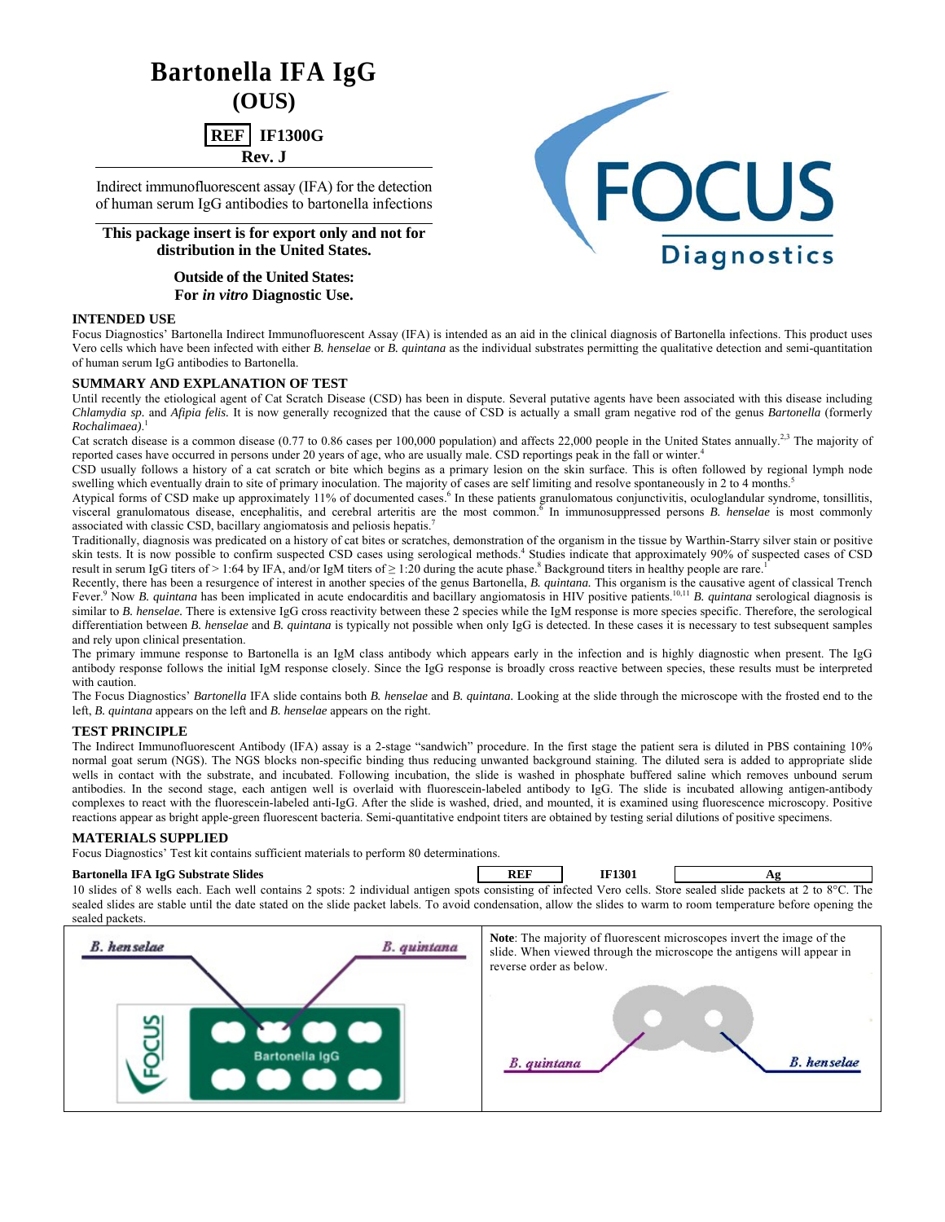# Bartonella IFA IgG

**(OUS)**

**REF IF1300G**

**Rev. J**

Indirect immunofluorescent assay (IFA) for the detection of human serum IgG antibodies to bartonella infections

**This package insert is for export only and not for distribution in the United States.**

**Outside of the United States:**
**For *in vitro* Diagnostic Use.**

FOCUS Diagnostics

## INTENDED USE

Focus Diagnostics' Bartonella Indirect Immunofluorescent Assay (IFA) is intended as an aid in the clinical diagnosis of Bartonella infections. This product uses Vero cells which have been infected with either *B. henselae* or *B. quintana* as the individual substrates permitting the qualitative detection and semi-quantitation of human serum IgG antibodies to Bartonella.

## SUMMARY AND EXPLANATION OF TEST

Until recently the etiological agent of Cat Scratch Disease (CSD) has been in dispute. Several putative agents have been associated with this disease including *Chlamydia sp*. and *Afipia felis.* It is now generally recognized that the cause of CSD is actually a small gram negative rod of the genus *Bartonella* (formerly *Rochalimaea*).[1]

Cat scratch disease is a common disease (0.77 to 0.86 cases per 100,000 population) and affects 22,000 people in the United States annually.[2,3] The majority of reported cases have occurred in persons under 20 years of age, who are usually male. CSD reportings peak in the fall or winter.[4]

CSD usually follows a history of a cat scratch or bite which begins as a primary lesion on the skin surface. This is often followed by regional lymph node swelling which eventually drain to site of primary inoculation. The majority of cases are self limiting and resolve spontaneously in 2 to 4 months.[5]

Atypical forms of CSD make up approximately 11% of documented cases.[6] In these patients granulomatous conjunctivitis, oculoglandular syndrome, tonsillitis, visceral granulomatous disease, encephalitis, and cerebral arteritis are the most common.[6] In immunosuppressed persons *B. henselae* is most commonly associated with classic CSD, bacillary angiomatosis and peliosis hepatis.[7]

Traditionally, diagnosis was predicated on a history of cat bites or scratches, demonstration of the organism in the tissue by Warthin-Starry silver stain or positive skin tests. It is now possible to confirm suspected CSD cases using serological methods.[4] Studies indicate that approximately 90% of suspected cases of CSD result in serum IgG titers of > 1:64 by IFA, and/or IgM titers of ≥ 1:20 during the acute phase.[8] Background titers in healthy people are rare.[1]

Recently, there has been a resurgence of interest in another species of the genus Bartonella, *B. quintana.* This organism is the causative agent of classical Trench Fever.[9] Now *B. quintana* has been implicated in acute endocarditis and bacillary angiomatosis in HIV positive patients.[10,11] *B. quintana* serological diagnosis is similar to *B. henselae.* There is extensive IgG cross reactivity between these 2 species while the IgM response is more species specific. Therefore, the serological differentiation between *B. henselae* and *B. quintana* is typically not possible when only IgG is detected. In these cases it is necessary to test subsequent samples and rely upon clinical presentation.

The primary immune response to Bartonella is an IgM class antibody which appears early in the infection and is highly diagnostic when present. The IgG antibody response follows the initial IgM response closely. Since the IgG response is broadly cross reactive between species, these results must be interpreted with caution.

The Focus Diagnostics' *Bartonella* IFA slide contains both *B. henselae* and *B. quintana.* Looking at the slide through the microscope with the frosted end to the left, *B. quintana* appears on the left and *B. henselae* appears on the right.

## TEST PRINCIPLE

The Indirect Immunofluorescent Antibody (IFA) assay is a 2-stage "sandwich" procedure. In the first stage the patient sera is diluted in PBS containing 10% normal goat serum (NGS). The NGS blocks non-specific binding thus reducing unwanted background staining. The diluted sera is added to appropriate slide wells in contact with the substrate, and incubated. Following incubation, the slide is washed in phosphate buffered saline which removes unbound serum antibodies. In the second stage, each antigen well is overlaid with fluorescein-labeled antibody to IgG. The slide is incubated allowing antigen-antibody complexes to react with the fluorescein-labeled anti-IgG. After the slide is washed, dried, and mounted, it is examined using fluorescence microscopy. Positive reactions appear as bright apple-green fluorescent bacteria. Semi-quantitative endpoint titers are obtained by testing serial dilutions of positive specimens.

## MATERIALS SUPPLIED

Focus Diagnostics' Test kit contains sufficient materials to perform 80 determinations.

**Bartonella IFA IgG Substrate Slides** | REF | IF1301 | Ag

10 slides of 8 wells each. Each well contains 2 spots: 2 individual antigen spots consisting of infected Vero cells. Store sealed slide packets at 2 to 8°C. The sealed slides are stable until the date stated on the slide packet labels. To avoid condensation, allow the slides to warm to room temperature before opening the sealed packets.

*B. henselae* — *B. quintana*

FOCUS — Bartonella IgG

**Note**: The majority of fluorescent microscopes invert the image of the slide. When viewed through the microscope the antigens will appear in reverse order as below.

*B. quintana* — *B. henselae*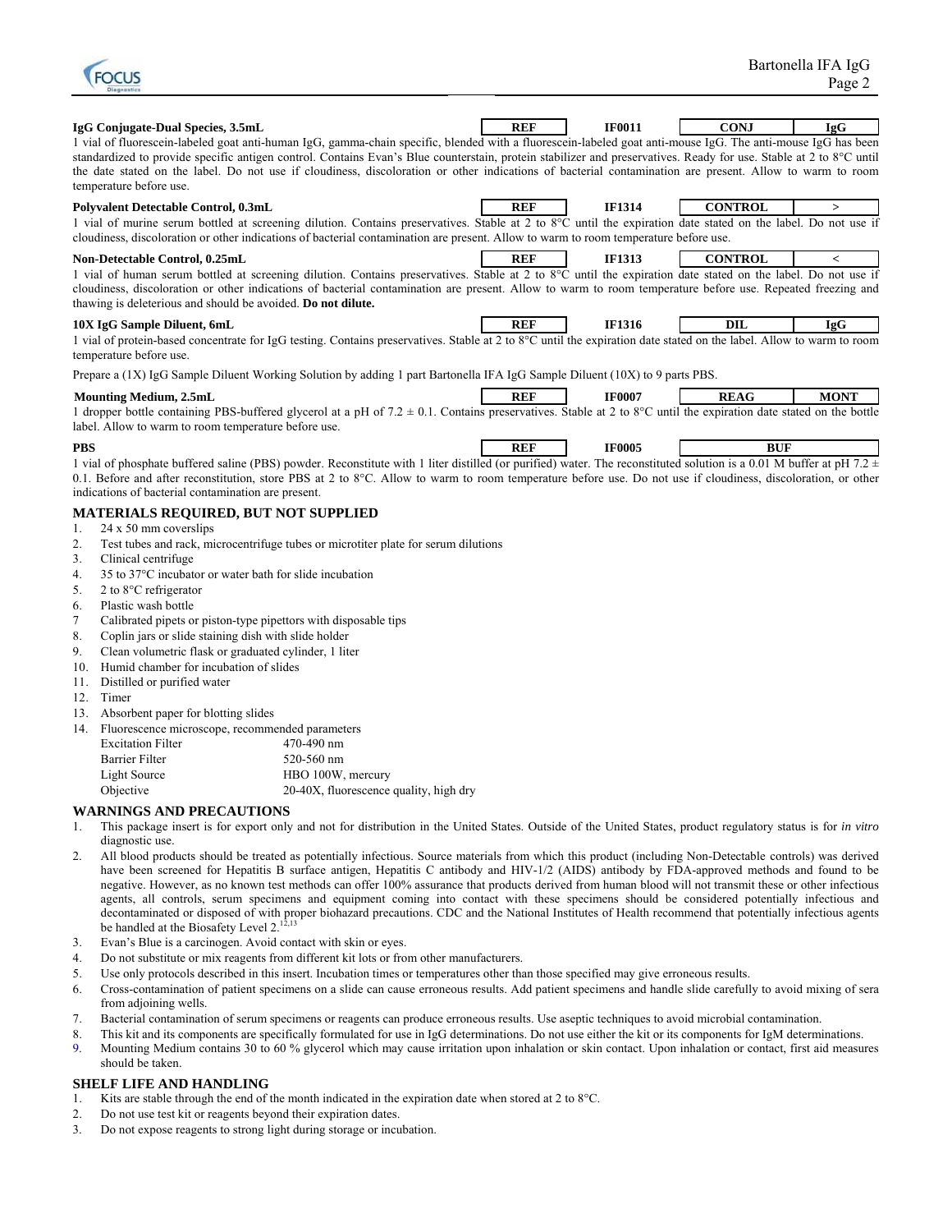**IgG Conjugate-Dual Species, 3.5mL** | REF | IF0011 | CONJ | IgG |

1 vial of fluorescein-labeled goat anti-human IgG, gamma-chain specific, blended with a fluorescein-labeled goat anti-mouse IgG. The anti-mouse IgG has been standardized to provide specific antigen control. Contains Evan's Blue counterstain, protein stabilizer and preservatives. Ready for use. Stable at 2 to 8°C until the date stated on the label. Do not use if cloudiness, discoloration or other indications of bacterial contamination are present. Allow to warm to room temperature before use.

**Polyvalent Detectable Control, 0.3mL** | REF | IF1314 | CONTROL | > |

1 vial of murine serum bottled at screening dilution. Contains preservatives. Stable at 2 to 8°C until the expiration date stated on the label. Do not use if cloudiness, discoloration or other indications of bacterial contamination are present. Allow to warm to room temperature before use.

**Non-Detectable Control, 0.25mL** | REF | IF1313 | CONTROL | < |

1 vial of human serum bottled at screening dilution. Contains preservatives. Stable at 2 to 8°C until the expiration date stated on the label. Do not use if cloudiness, discoloration or other indications of bacterial contamination are present. Allow to warm to room temperature before use. Repeated freezing and thawing is deleterious and should be avoided. **Do not dilute.**

**10X IgG Sample Diluent, 6mL** | REF | IF1316 | DIL | IgG |

1 vial of protein-based concentrate for IgG testing. Contains preservatives. Stable at 2 to 8°C until the expiration date stated on the label. Allow to warm to room temperature before use.

Prepare a (1X) IgG Sample Diluent Working Solution by adding 1 part Bartonella IFA IgG Sample Diluent (10X) to 9 parts PBS.

**Mounting Medium, 2.5mL** | REF | IF0007 | REAG | MONT |

1 dropper bottle containing PBS-buffered glycerol at a pH of 7.2 ± 0.1. Contains preservatives. Stable at 2 to 8°C until the expiration date stated on the bottle label. Allow to warm to room temperature before use.

**PBS** | REF | IF0005 | BUF |

1 vial of phosphate buffered saline (PBS) powder. Reconstitute with 1 liter distilled (or purified) water. The reconstituted solution is a 0.01 M buffer at pH 7.2 ± 0.1. Before and after reconstitution, store PBS at 2 to 8°C. Allow to warm to room temperature before use. Do not use if cloudiness, discoloration, or other indications of bacterial contamination are present.

## MATERIALS REQUIRED, BUT NOT SUPPLIED

1. 24 x 50 mm coverslips
2. Test tubes and rack, microcentrifuge tubes or microtiter plate for serum dilutions
3. Clinical centrifuge
4. 35 to 37°C incubator or water bath for slide incubation
5. 2 to 8°C refrigerator
6. Plastic wash bottle
7. Calibrated pipets or piston-type pipettors with disposable tips
8. Coplin jars or slide staining dish with slide holder
9. Clean volumetric flask or graduated cylinder, 1 liter
10. Humid chamber for incubation of slides
11. Distilled or purified water
12. Timer
13. Absorbent paper for blotting slides
14. Fluorescence microscope, recommended parameters

| | |
|---|---|
| Excitation Filter | 470-490 nm |
| Barrier Filter | 520-560 nm |
| Light Source | HBO 100W, mercury |
| Objective | 20-40X, fluorescence quality, high dry |

## WARNINGS AND PRECAUTIONS

1. This package insert is for export only and not for distribution in the United States. Outside of the United States, product regulatory status is for *in vitro* diagnostic use.
2. All blood products should be treated as potentially infectious. Source materials from which this product (including Non-Detectable controls) was derived have been screened for Hepatitis B surface antigen, Hepatitis C antibody and HIV-1/2 (AIDS) antibody by FDA-approved methods and found to be negative. However, as no known test methods can offer 100% assurance that products derived from human blood will not transmit these or other infectious agents, all controls, serum specimens and equipment coming into contact with these specimens should be considered potentially infectious and decontaminated or disposed of with proper biohazard precautions. CDC and the National Institutes of Health recommend that potentially infectious agents be handled at the Biosafety Level 2.[12,13]
3. Evan's Blue is a carcinogen. Avoid contact with skin or eyes.
4. Do not substitute or mix reagents from different kit lots or from other manufacturers.
5. Use only protocols described in this insert. Incubation times or temperatures other than those specified may give erroneous results.
6. Cross-contamination of patient specimens on a slide can cause erroneous results. Add patient specimens and handle slide carefully to avoid mixing of sera from adjoining wells.
7. Bacterial contamination of serum specimens or reagents can produce erroneous results. Use aseptic techniques to avoid microbial contamination.
8. This kit and its components are specifically formulated for use in IgG determinations. Do not use either the kit or its components for IgM determinations.
9. Mounting Medium contains 30 to 60 % glycerol which may cause irritation upon inhalation or skin contact. Upon inhalation or contact, first aid measures should be taken.

## SHELF LIFE AND HANDLING

1. Kits are stable through the end of the month indicated in the expiration date when stored at 2 to 8°C.
2. Do not use test kit or reagents beyond their expiration dates.
3. Do not expose reagents to strong light during storage or incubation.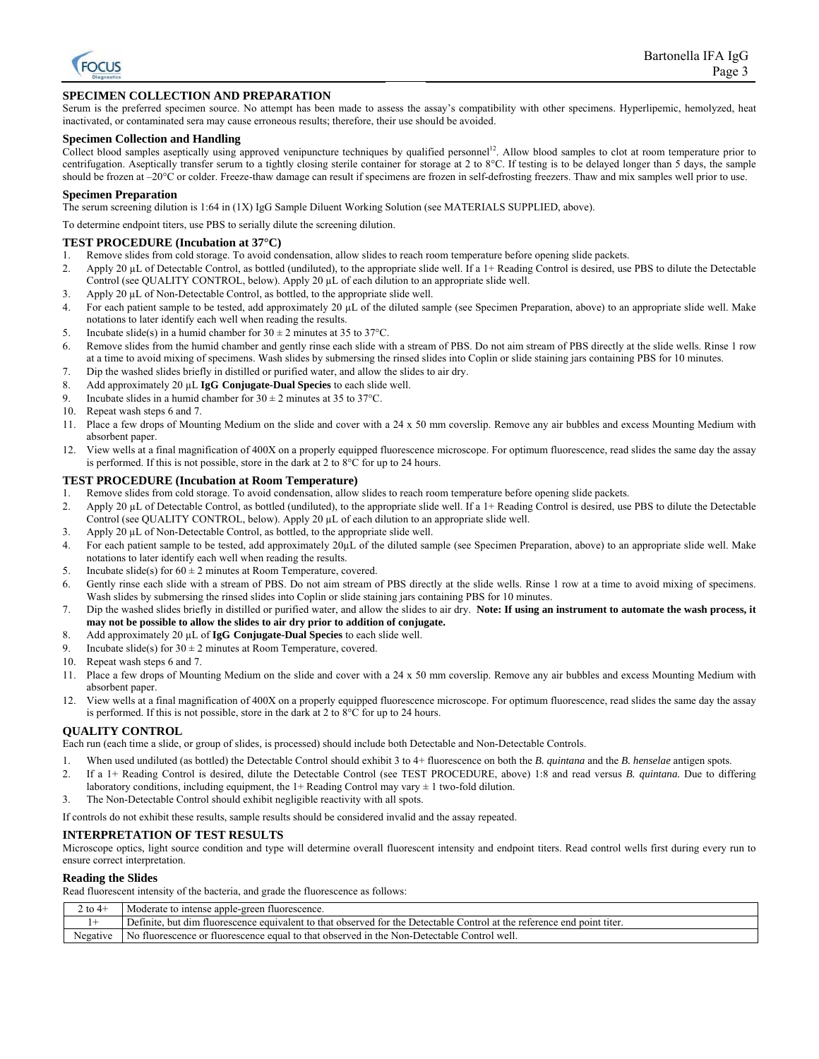## SPECIMEN COLLECTION AND PREPARATION

Serum is the preferred specimen source. No attempt has been made to assess the assay's compatibility with other specimens. Hyperlipemic, hemolyzed, heat inactivated, or contaminated sera may cause erroneous results; therefore, their use should be avoided.

### Specimen Collection and Handling

Collect blood samples aseptically using approved venipuncture techniques by qualified personnel[12]. Allow blood samples to clot at room temperature prior to centrifugation. Aseptically transfer serum to a tightly closing sterile container for storage at 2 to 8°C. If testing is to be delayed longer than 5 days, the sample should be frozen at –20°C or colder. Freeze-thaw damage can result if specimens are frozen in self-defrosting freezers. Thaw and mix samples well prior to use.

### Specimen Preparation

The serum screening dilution is 1:64 in (1X) IgG Sample Diluent Working Solution (see MATERIALS SUPPLIED, above).

To determine endpoint titers, use PBS to serially dilute the screening dilution.

## TEST PROCEDURE (Incubation at 37°C)

1. Remove slides from cold storage. To avoid condensation, allow slides to reach room temperature before opening slide packets.
2. Apply 20 µL of Detectable Control, as bottled (undiluted), to the appropriate slide well. If a 1+ Reading Control is desired, use PBS to dilute the Detectable Control (see QUALITY CONTROL, below). Apply 20 µL of each dilution to an appropriate slide well.
3. Apply 20 µL of Non-Detectable Control, as bottled, to the appropriate slide well.
4. For each patient sample to be tested, add approximately 20 µL of the diluted sample (see Specimen Preparation, above) to an appropriate slide well. Make notations to later identify each well when reading the results.
5. Incubate slide(s) in a humid chamber for 30 ± 2 minutes at 35 to 37°C.
6. Remove slides from the humid chamber and gently rinse each slide with a stream of PBS. Do not aim stream of PBS directly at the slide wells. Rinse 1 row at a time to avoid mixing of specimens. Wash slides by submersing the rinsed slides into Coplin or slide staining jars containing PBS for 10 minutes.
7. Dip the washed slides briefly in distilled or purified water, and allow the slides to air dry.
8. Add approximately 20 µL **IgG Conjugate-Dual Species** to each slide well.
9. Incubate slides in a humid chamber for 30 ± 2 minutes at 35 to 37°C.
10. Repeat wash steps 6 and 7.
11. Place a few drops of Mounting Medium on the slide and cover with a 24 x 50 mm coverslip. Remove any air bubbles and excess Mounting Medium with absorbent paper.
12. View wells at a final magnification of 400X on a properly equipped fluorescence microscope. For optimum fluorescence, read slides the same day the assay is performed. If this is not possible, store in the dark at 2 to 8°C for up to 24 hours.

## TEST PROCEDURE (Incubation at Room Temperature)

1. Remove slides from cold storage. To avoid condensation, allow slides to reach room temperature before opening slide packets.
2. Apply 20 µL of Detectable Control, as bottled (undiluted), to the appropriate slide well. If a 1+ Reading Control is desired, use PBS to dilute the Detectable Control (see QUALITY CONTROL, below). Apply 20 µL of each dilution to an appropriate slide well.
3. Apply 20 µL of Non-Detectable Control, as bottled, to the appropriate slide well.
4. For each patient sample to be tested, add approximately 20µL of the diluted sample (see Specimen Preparation, above) to an appropriate slide well. Make notations to later identify each well when reading the results.
5. Incubate slide(s) for 60 ± 2 minutes at Room Temperature, covered.
6. Gently rinse each slide with a stream of PBS. Do not aim stream of PBS directly at the slide wells. Rinse 1 row at a time to avoid mixing of specimens. Wash slides by submersing the rinsed slides into Coplin or slide staining jars containing PBS for 10 minutes.
7. Dip the washed slides briefly in distilled or purified water, and allow the slides to air dry. **Note: If using an instrument to automate the wash process, it may not be possible to allow the slides to air dry prior to addition of conjugate.**
8. Add approximately 20 µL of **IgG Conjugate-Dual Species** to each slide well.
9. Incubate slide(s) for 30 ± 2 minutes at Room Temperature, covered.
10. Repeat wash steps 6 and 7.
11. Place a few drops of Mounting Medium on the slide and cover with a 24 x 50 mm coverslip. Remove any air bubbles and excess Mounting Medium with absorbent paper.
12. View wells at a final magnification of 400X on a properly equipped fluorescence microscope. For optimum fluorescence, read slides the same day the assay is performed. If this is not possible, store in the dark at 2 to 8°C for up to 24 hours.

## QUALITY CONTROL

Each run (each time a slide, or group of slides, is processed) should include both Detectable and Non-Detectable Controls.

1. When used undiluted (as bottled) the Detectable Control should exhibit 3 to 4+ fluorescence on both the *B. quintana* and the *B. henselae* antigen spots.
2. If a 1+ Reading Control is desired, dilute the Detectable Control (see TEST PROCEDURE, above) 1:8 and read versus *B. quintana.* Due to differing laboratory conditions, including equipment, the 1+ Reading Control may vary ± 1 two-fold dilution.
3. The Non-Detectable Control should exhibit negligible reactivity with all spots.

If controls do not exhibit these results, sample results should be considered invalid and the assay repeated.

## INTERPRETATION OF TEST RESULTS

Microscope optics, light source condition and type will determine overall fluorescent intensity and endpoint titers. Read control wells first during every run to ensure correct interpretation.

### Reading the Slides

Read fluorescent intensity of the bacteria, and grade the fluorescence as follows:

| Grade | Description |
|---|---|
| 2 to 4+ | Moderate to intense apple-green fluorescence. |
| 1+ | Definite, but dim fluorescence equivalent to that observed for the Detectable Control at the reference end point titer. |
| Negative | No fluorescence or fluorescence equal to that observed in the Non-Detectable Control well. |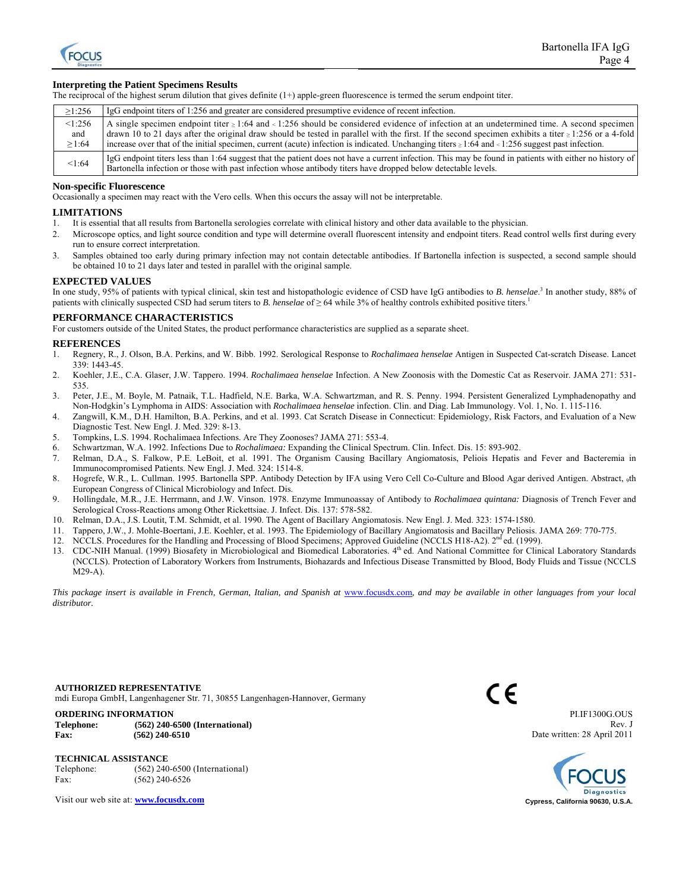### Interpreting the Patient Specimens Results

The reciprocal of the highest serum dilution that gives definite (1+) apple-green fluorescence is termed the serum endpoint titer.

| | |
|---|---|
| ≥1:256 | IgG endpoint titers of 1:256 and greater are considered presumptive evidence of recent infection. |
| <1:256 and ≥1:64 | A single specimen endpoint titer ≥ 1:64 and < 1:256 should be considered evidence of infection at an undetermined time. A second specimen drawn 10 to 21 days after the original draw should be tested in parallel with the first. If the second specimen exhibits a titer ≥ 1:256 or a 4-fold increase over that of the initial specimen, current (acute) infection is indicated. Unchanging titers ≥ 1:64 and < 1:256 suggest past infection. |
| <1:64 | IgG endpoint titers less than 1:64 suggest that the patient does not have a current infection. This may be found in patients with either no history of Bartonella infection or those with past infection whose antibody titers have dropped below detectable levels. |

### Non-specific Fluorescence

Occasionally a specimen may react with the Vero cells. When this occurs the assay will not be interpretable.

## LIMITATIONS

1. It is essential that all results from Bartonella serologies correlate with clinical history and other data available to the physician.
2. Microscope optics, and light source condition and type will determine overall fluorescent intensity and endpoint titers. Read control wells first during every run to ensure correct interpretation.
3. Samples obtained too early during primary infection may not contain detectable antibodies. If Bartonella infection is suspected, a second sample should be obtained 10 to 21 days later and tested in parallel with the original sample.

## EXPECTED VALUES

In one study, 95% of patients with typical clinical, skin test and histopathologic evidence of CSD have IgG antibodies to *B. henselae*.[3] In another study, 88% of patients with clinically suspected CSD had serum titers to *B. henselae* of ≥ 64 while 3% of healthy controls exhibited positive titers.[1]

## PERFORMANCE CHARACTERISTICS

For customers outside of the United States, the product performance characteristics are supplied as a separate sheet.

## REFERENCES

1. Regnery, R., J. Olson, B.A. Perkins, and W. Bibb. 1992. Serological Response to *Rochalimaea henselae* Antigen in Suspected Cat-scratch Disease. Lancet 339: 1443-45.
2. Koehler, J.E., C.A. Glaser, J.W. Tappero. 1994. *Rochalimaea henselae* Infection. A New Zoonosis with the Domestic Cat as Reservoir. JAMA 271: 531-535.
3. Peter, J.E., M. Boyle, M. Patnaik, T.L. Hadfield, N.E. Barka, W.A. Schwartzman, and R. S. Penny. 1994. Persistent Generalized Lymphadenopathy and Non-Hodgkin's Lymphoma in AIDS: Association with *Rochalimaea henselae* infection. Clin. and Diag. Lab Immunology. Vol. 1, No. 1. 115-116.
4. Zangwill, K.M., D.H. Hamilton, B.A. Perkins, and et al. 1993. Cat Scratch Disease in Connecticut: Epidemiology, Risk Factors, and Evaluation of a New Diagnostic Test. New Engl. J. Med. 329: 8-13.
5. Tompkins, L.S. 1994. Rochalimaea Infections. Are They Zoonoses? JAMA 271: 553-4.
6. Schwartzman, W.A. 1992. Infections Due to *Rochalimaea:* Expanding the Clinical Spectrum. Clin. Infect. Dis. 15: 893-902.
7. Relman, D.A., S. Falkow, P.E. LeBoit, et al. 1991. The Organism Causing Bacillary Angiomatosis, Peliois Hepatis and Fever and Bacteremia in Immunocompromised Patients. New Engl. J. Med. 324: 1514-8.
8. Hogrefe, W.R., L. Cullman. 1995. Bartonella SPP. Antibody Detection by IFA using Vero Cell Co-Culture and Blood Agar derived Antigen. Abstract, 9th European Congress of Clinical Microbiology and Infect. Dis.
9. Hollingdale, M.R., J.E. Herrmann, and J.W. Vinson. 1978. Enzyme Immunoassay of Antibody to *Rochalimaea quintana:* Diagnosis of Trench Fever and Serological Cross-Reactions among Other Rickettsiae. J. Infect. Dis. 137: 578-582.
10. Relman, D.A., J.S. Loutit, T.M. Schmidt, et al. 1990. The Agent of Bacillary Angiomatosis. New Engl. J. Med. 323: 1574-1580.
11. Tappero, J.W., J. Mohle-Boertani, J.E. Koehler, et al. 1993. The Epidemiology of Bacillary Angiomatosis and Bacillary Peliosis. JAMA 269: 770-775.
12. NCCLS. Procedures for the Handling and Processing of Blood Specimens; Approved Guideline (NCCLS H18-A2). 2nd ed. (1999).
13. CDC-NIH Manual. (1999) Biosafety in Microbiological and Biomedical Laboratories. 4th ed. And National Committee for Clinical Laboratory Standards (NCCLS). Protection of Laboratory Workers from Instruments, Biohazards and Infectious Disease Transmitted by Blood, Body Fluids and Tissue (NCCLS M29-A).

*This package insert is available in French, German, Italian, and Spanish at* www.focusdx.com*, and may be available in other languages from your local distributor.*

**AUTHORIZED REPRESENTATIVE**
mdi Europa GmbH, Langenhagener Str. 71, 30855 Langenhagen-Hannover, Germany

CE

**ORDERING INFORMATION**
**Telephone:** **(562) 240-6500 (International)**
**Fax:** **(562) 240-6510**

PI.IF1300G.OUS
Rev. J
Date written: 28 April 2011

**TECHNICAL ASSISTANCE**
Telephone: (562) 240-6500 (International)
Fax: (562) 240-6526

Visit our web site at: **www.focusdx.com**

FOCUS Diagnostics
**Cypress, California 90630, U.S.A.**